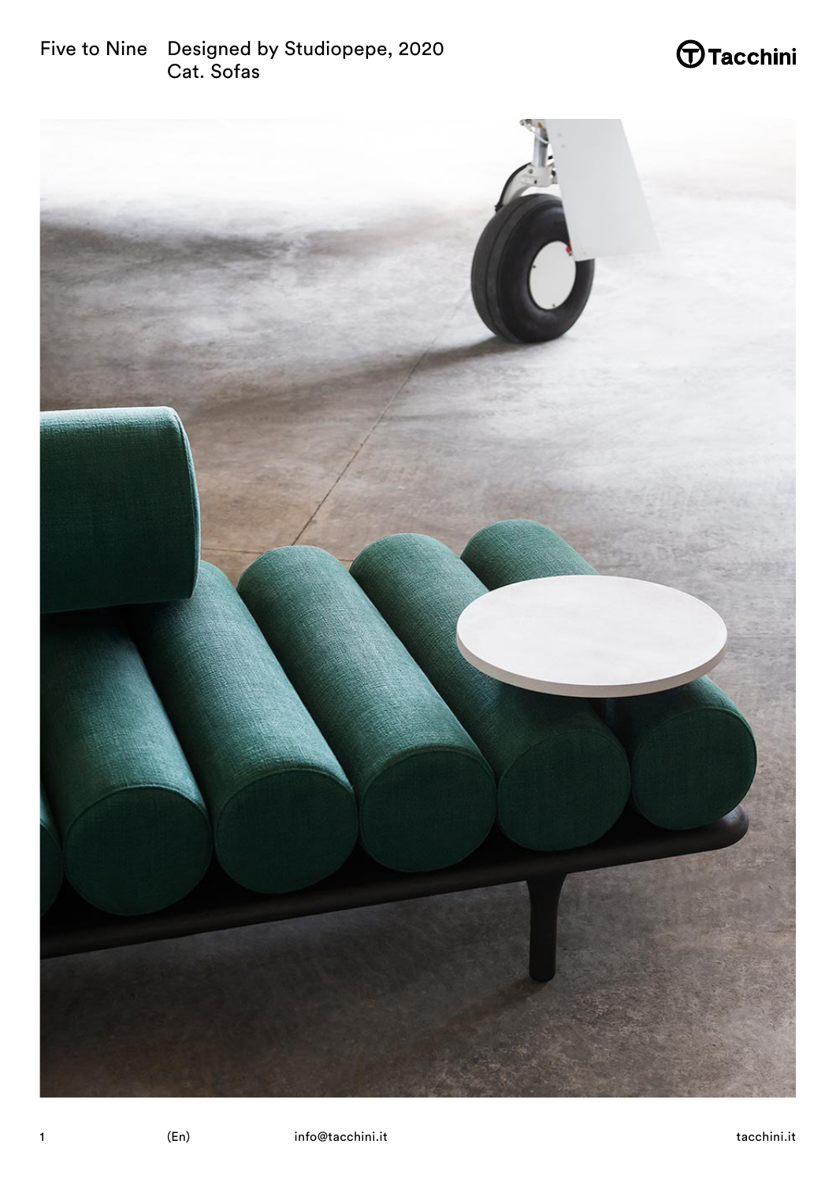Five to Nine Designed by Studiopepe, 2020
Cat. Sofas

Tacchini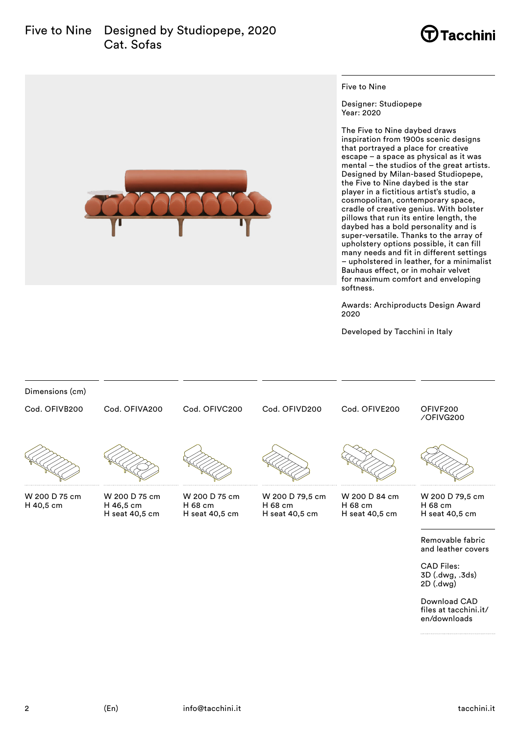# Five to Nine — Designed by Studiopepe, 2020

Cat. Sofas

Tacchini

Five to Nine

Designer: Studiopepe
Year: 2020

The Five to Nine daybed draws inspiration from 1900s scenic designs that portrayed a place for creative escape – a space as physical as it was mental – the studios of the great artists. Designed by Milan-based Studiopepe, the Five to Nine daybed is the star player in a fictitious artist's studio, a cosmopolitan, contemporary space, cradle of creative genius. With bolster pillows that run its entire length, the daybed has a bold personality and is super-versatile. Thanks to the array of upholstery options possible, it can fill many needs and fit in different settings – upholstered in leather, for a minimalist Bauhaus effect, or in mohair velvet for maximum comfort and enveloping softness.

Awards: Archiproducts Design Award 2020

Developed by Tacchini in Italy

## Dimensions (cm)

| Cod. OFIVB200 | Cod. OFIVA200 | Cod. OFIVC200 | Cod. OFIVD200 | Cod. OFIVE200 | OFIVF200 /OFIVG200 |
|---|---|---|---|---|---|
| W 200 D 75 cm<br>H 40,5 cm | W 200 D 75 cm<br>H 46,5 cm<br>H seat 40,5 cm | W 200 D 75 cm<br>H 68 cm<br>H seat 40,5 cm | W 200 D 79,5 cm<br>H 68 cm<br>H seat 40,5 cm | W 200 D 84 cm<br>H 68 cm<br>H seat 40,5 cm | W 200 D 79,5 cm<br>H 68 cm<br>H seat 40,5 cm |

Removable fabric and leather covers

CAD Files:
3D (.dwg, .3ds)
2D (.dwg)

Download CAD files at tacchini.it/en/downloads

(En) info@tacchini.it tacchini.it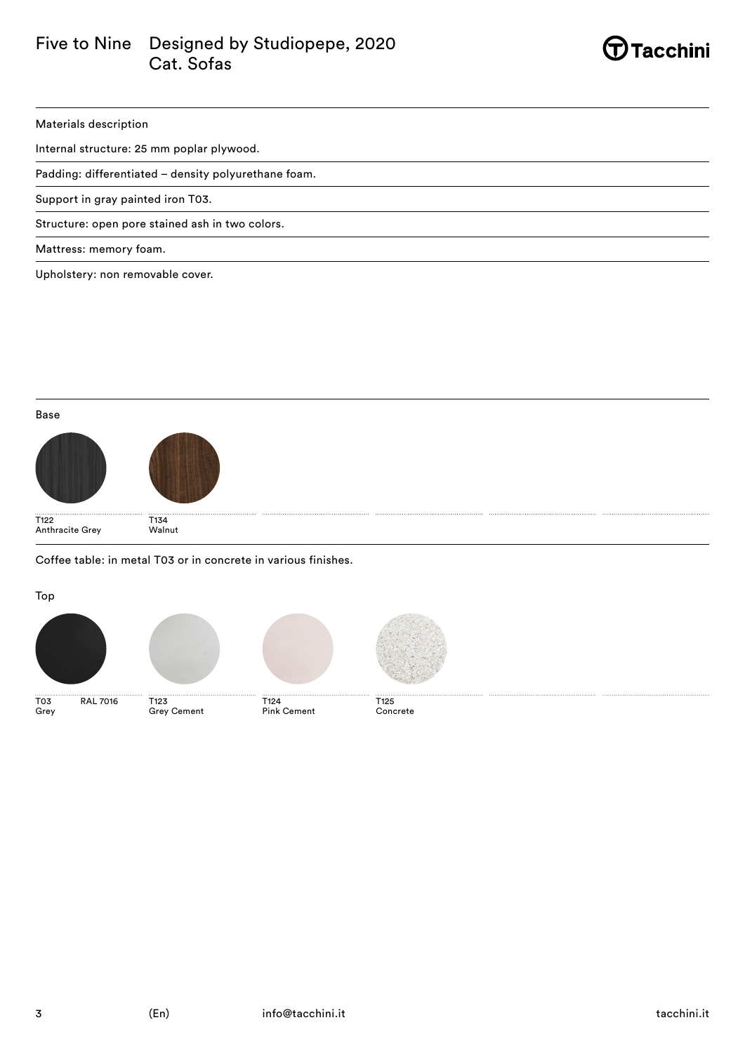# Five to Nine

Designed by Studiopepe, 2020
Cat. Sofas

Materials description

Internal structure: 25 mm poplar plywood.

Padding: differentiated – density polyurethane foam.

Support in gray painted iron T03.

Structure: open pore stained ash in two colors.

Mattress: memory foam.

Upholstery: non removable cover.

## Base

T122
Anthracite Grey

T134
Walnut

Coffee table: in metal T03 or in concrete in various finishes.

## Top

T03 RAL 7016
Grey

T123
Grey Cement

T124
Pink Cement

T125
Concrete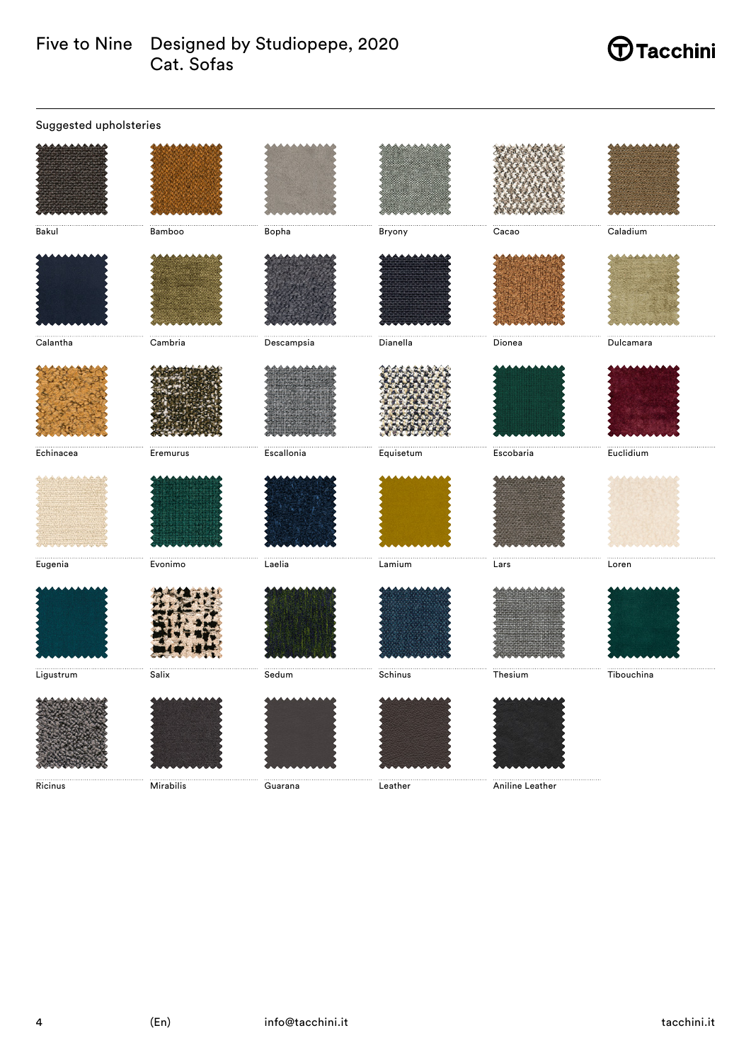Five to Nine — Designed by Studiopepe, 2020
Cat. Sofas

Tacchini

## Suggested upholsteries

Bakul
Bamboo
Bopha
Bryony
Cacao
Caladium
Calantha
Cambria
Descampsia
Dianella
Dionea
Dulcamara
Echinacea
Eremurus
Escallonia
Equisetum
Escobaria
Euclidium
Eugenia
Evonimo
Laelia
Lamium
Lars
Loren
Ligustrum
Salix
Sedum
Schinus
Thesium
Tibouchina
Ricinus
Mirabilis
Guarana
Leather
Aniline Leather

(En) info@tacchini.it tacchini.it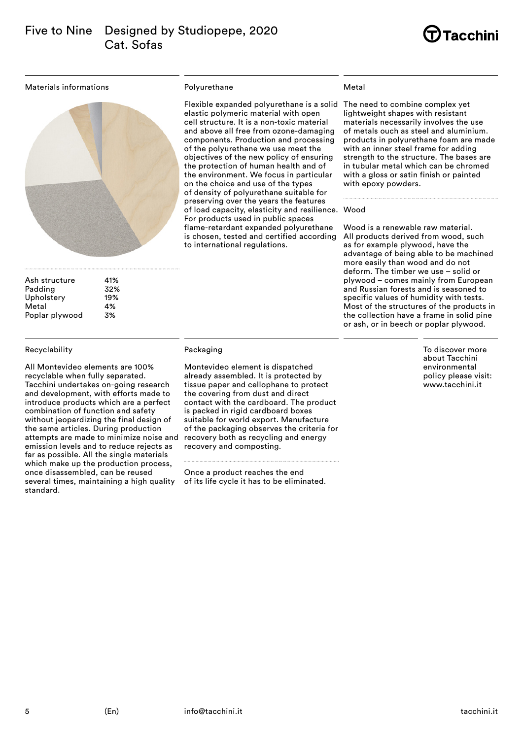# Five to Nine

Designed by Studiopepe, 2020
Cat. Sofas

## Materials informations

| | |
|---|---|
| Ash structure | 41% |
| Padding | 32% |
| Upholstery | 19% |
| Metal | 4% |
| Poplar plywood | 3% |

## Polyurethane

Flexible expanded polyurethane is a solid elastic polymeric material with open cell structure. It is a non-toxic material and above all free from ozone-damaging components. Production and processing of the polyurethane we use meet the objectives of the new policy of ensuring the protection of human health and of the environment. We focus in particular on the choice and use of the types of density of polyurethane suitable for preserving over the years the features of load capacity, elasticity and resilience. For products used in public spaces flame-retardant expanded polyurethane is chosen, tested and certified according to international regulations.

## Metal

The need to combine complex yet lightweight shapes with resistant materials necessarily involves the use of metals ouch as steel and aluminium. products in polyurethane foam are made with an inner steel frame for adding strength to the structure. The bases are in tubular metal which can be chromed with a gloss or satin finish or painted with epoxy powders.

## Wood

Wood is a renewable raw material. All products derived from wood, such as for example plywood, have the advantage of being able to be machined more easily than wood and do not deform. The timber we use – solid or plywood – comes mainly from European and Russian forests and is seasoned to specific values of humidity with tests. Most of the structures of the products in the collection have a frame in solid pine or ash, or in beech or poplar plywood.

## Recyclability

All Montevideo elements are 100% recyclable when fully separated. Tacchini undertakes on-going research and development, with efforts made to introduce products which are a perfect combination of function and safety without jeopardizing the final design of the same articles. During production attempts are made to minimize noise and emission levels and to reduce rejects as far as possible. All the single materials which make up the production process, once disassembled, can be reused several times, maintaining a high quality standard.

## Packaging

Montevideo element is dispatched already assembled. It is protected by tissue paper and cellophane to protect the covering from dust and direct contact with the cardboard. The product is packed in rigid cardboard boxes suitable for world export. Manufacture of the packaging observes the criteria for recovery both as recycling and energy recovery and composting.

Once a product reaches the end of its life cycle it has to be eliminated.

To discover more about Tacchini environmental policy please visit: www.tacchini.it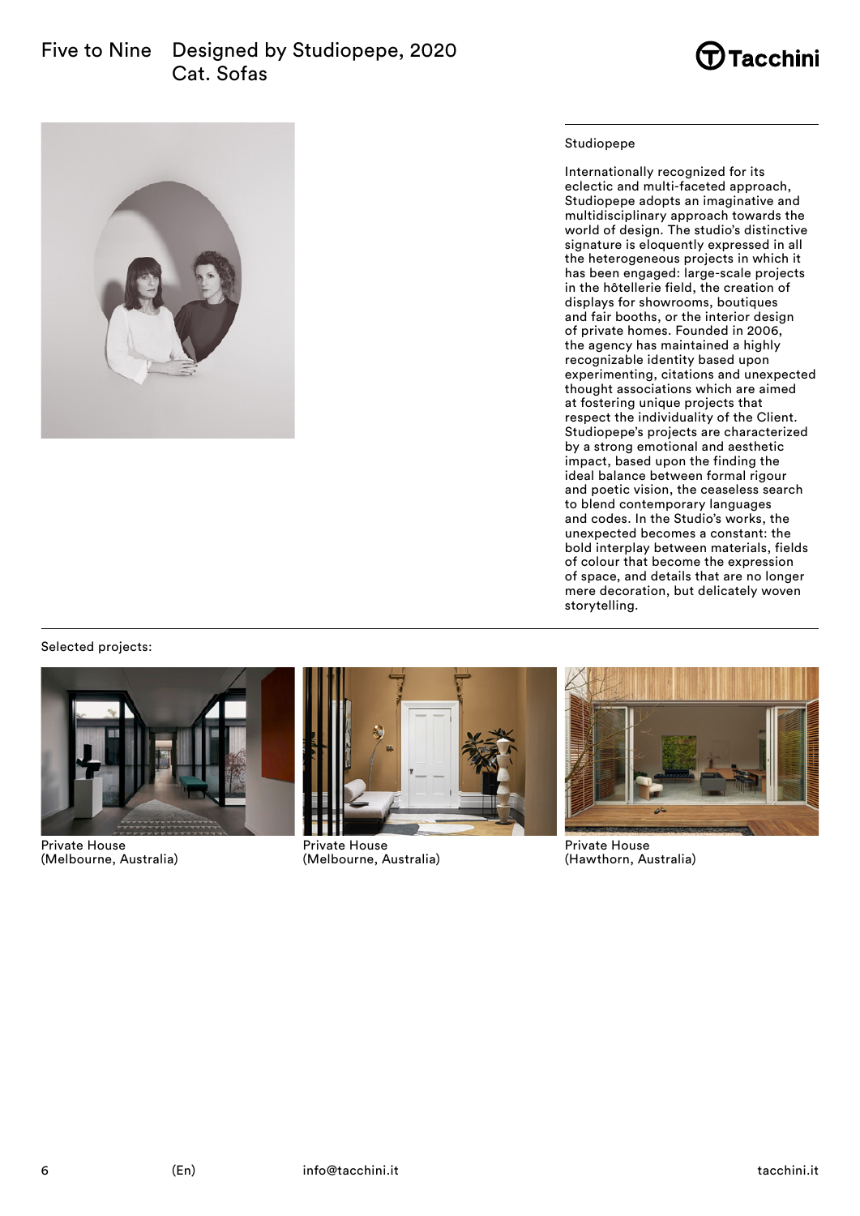# Five to Nine

Designed by Studiopepe, 2020
Cat. Sofas

## Studiopepe

Internationally recognized for its eclectic and multi-faceted approach, Studiopepe adopts an imaginative and multidisciplinary approach towards the world of design. The studio's distinctive signature is eloquently expressed in all the heterogeneous projects in which it has been engaged: large-scale projects in the hôtellerie field, the creation of displays for showrooms, boutiques and fair booths, or the interior design of private homes. Founded in 2006, the agency has maintained a highly recognizable identity based upon experimenting, citations and unexpected thought associations which are aimed at fostering unique projects that respect the individuality of the Client. Studiopepe's projects are characterized by a strong emotional and aesthetic impact, based upon the finding the ideal balance between formal rigour and poetic vision, the ceaseless search to blend contemporary languages and codes. In the Studio's works, the unexpected becomes a constant: the bold interplay between materials, fields of colour that become the expression of space, and details that are no longer mere decoration, but delicately woven storytelling.

Selected projects:

Private House
(Melbourne, Australia)

Private House
(Melbourne, Australia)

Private House
(Hawthorn, Australia)